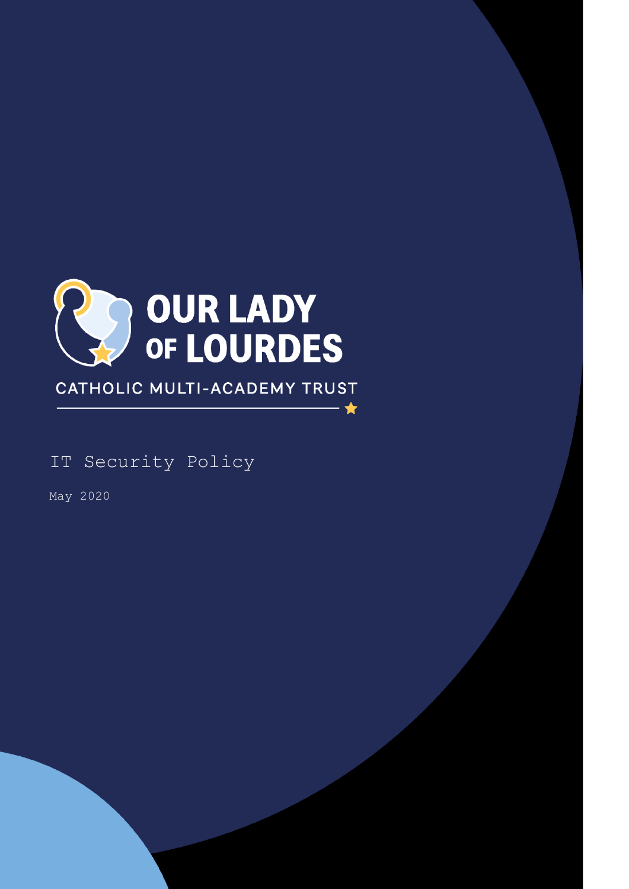# OUR LADY OF LOURDES

CATHOLIC MULTI-ACADEMY TRUST

IT Security Policy

May 2020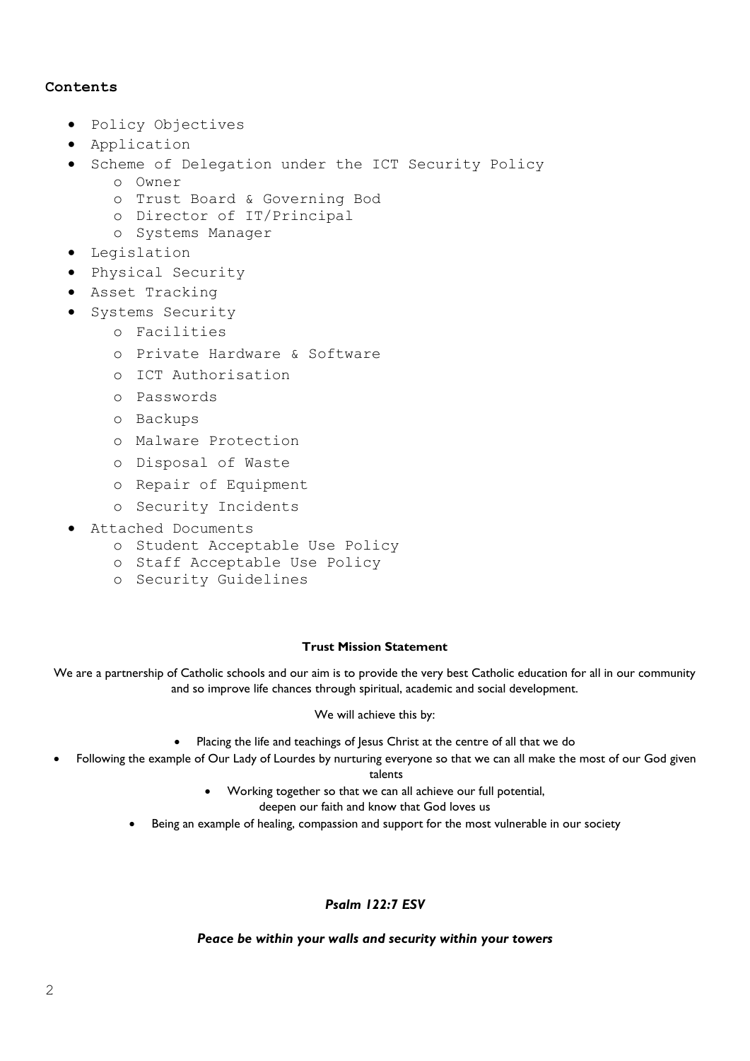**Contents**

- Policy Objectives
- Application
- Scheme of Delegation under the ICT Security Policy
  - Owner
  - Trust Board & Governing Bod
  - Director of IT/Principal
  - Systems Manager
- Legislation
- Physical Security
- Asset Tracking
- Systems Security
  - Facilities
  - Private Hardware & Software
  - ICT Authorisation
  - Passwords
  - Backups
  - Malware Protection
  - Disposal of Waste
  - Repair of Equipment
  - Security Incidents
- Attached Documents
  - Student Acceptable Use Policy
  - Staff Acceptable Use Policy
  - Security Guidelines

**Trust Mission Statement**

We are a partnership of Catholic schools and our aim is to provide the very best Catholic education for all in our community and so improve life chances through spiritual, academic and social development.

We will achieve this by:

- Placing the life and teachings of Jesus Christ at the centre of all that we do
- Following the example of Our Lady of Lourdes by nurturing everyone so that we can all make the most of our God given talents
- Working together so that we can all achieve our full potential, deepen our faith and know that God loves us
- Being an example of healing, compassion and support for the most vulnerable in our society

***Psalm 122:7 ESV***

***Peace be within your walls and security within your towers***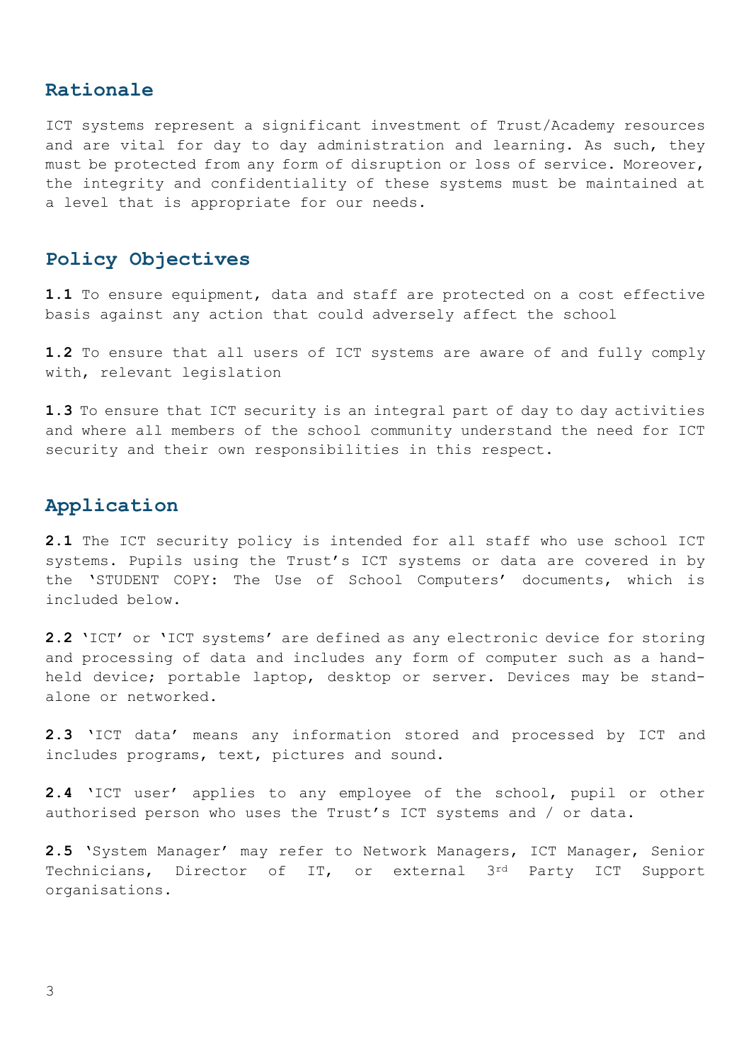## Rationale

ICT systems represent a significant investment of Trust/Academy resources and are vital for day to day administration and learning. As such, they must be protected from any form of disruption or loss of service. Moreover, the integrity and confidentiality of these systems must be maintained at a level that is appropriate for our needs.

## Policy Objectives

**1.1** To ensure equipment, data and staff are protected on a cost effective basis against any action that could adversely affect the school

**1.2** To ensure that all users of ICT systems are aware of and fully comply with, relevant legislation

**1.3** To ensure that ICT security is an integral part of day to day activities and where all members of the school community understand the need for ICT security and their own responsibilities in this respect.

## Application

**2.1** The ICT security policy is intended for all staff who use school ICT systems. Pupils using the Trust's ICT systems or data are covered in by the 'STUDENT COPY: The Use of School Computers' documents, which is included below.

**2.2** 'ICT' or 'ICT systems' are defined as any electronic device for storing and processing of data and includes any form of computer such as a hand-held device; portable laptop, desktop or server. Devices may be stand-alone or networked.

**2.3** 'ICT data' means any information stored and processed by ICT and includes programs, text, pictures and sound.

**2.4** 'ICT user' applies to any employee of the school, pupil or other authorised person who uses the Trust's ICT systems and / or data.

**2.5** 'System Manager' may refer to Network Managers, ICT Manager, Senior Technicians, Director of IT, or external 3rd Party ICT Support organisations.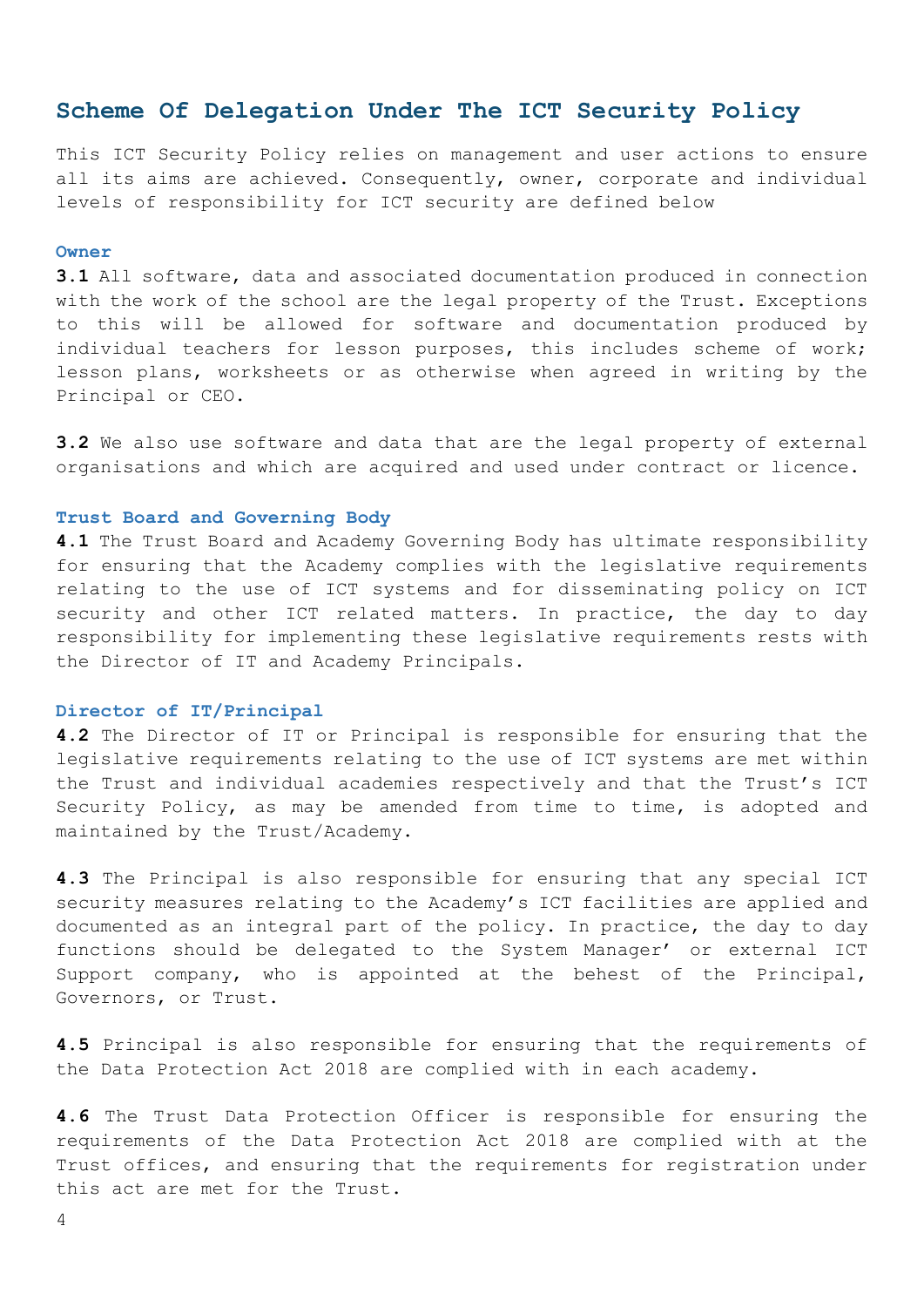## Scheme Of Delegation Under The ICT Security Policy

This ICT Security Policy relies on management and user actions to ensure all its aims are achieved. Consequently, owner, corporate and individual levels of responsibility for ICT security are defined below

### Owner

**3.1** All software, data and associated documentation produced in connection with the work of the school are the legal property of the Trust. Exceptions to this will be allowed for software and documentation produced by individual teachers for lesson purposes, this includes scheme of work; lesson plans, worksheets or as otherwise when agreed in writing by the Principal or CEO.

**3.2** We also use software and data that are the legal property of external organisations and which are acquired and used under contract or licence.

### Trust Board and Governing Body

**4.1** The Trust Board and Academy Governing Body has ultimate responsibility for ensuring that the Academy complies with the legislative requirements relating to the use of ICT systems and for disseminating policy on ICT security and other ICT related matters. In practice, the day to day responsibility for implementing these legislative requirements rests with the Director of IT and Academy Principals.

### Director of IT/Principal

**4.2** The Director of IT or Principal is responsible for ensuring that the legislative requirements relating to the use of ICT systems are met within the Trust and individual academies respectively and that the Trust's ICT Security Policy, as may be amended from time to time, is adopted and maintained by the Trust/Academy.

**4.3** The Principal is also responsible for ensuring that any special ICT security measures relating to the Academy's ICT facilities are applied and documented as an integral part of the policy. In practice, the day to day functions should be delegated to the System Manager' or external ICT Support company, who is appointed at the behest of the Principal, Governors, or Trust.

**4.5** Principal is also responsible for ensuring that the requirements of the Data Protection Act 2018 are complied with in each academy.

**4.6** The Trust Data Protection Officer is responsible for ensuring the requirements of the Data Protection Act 2018 are complied with at the Trust offices, and ensuring that the requirements for registration under this act are met for the Trust.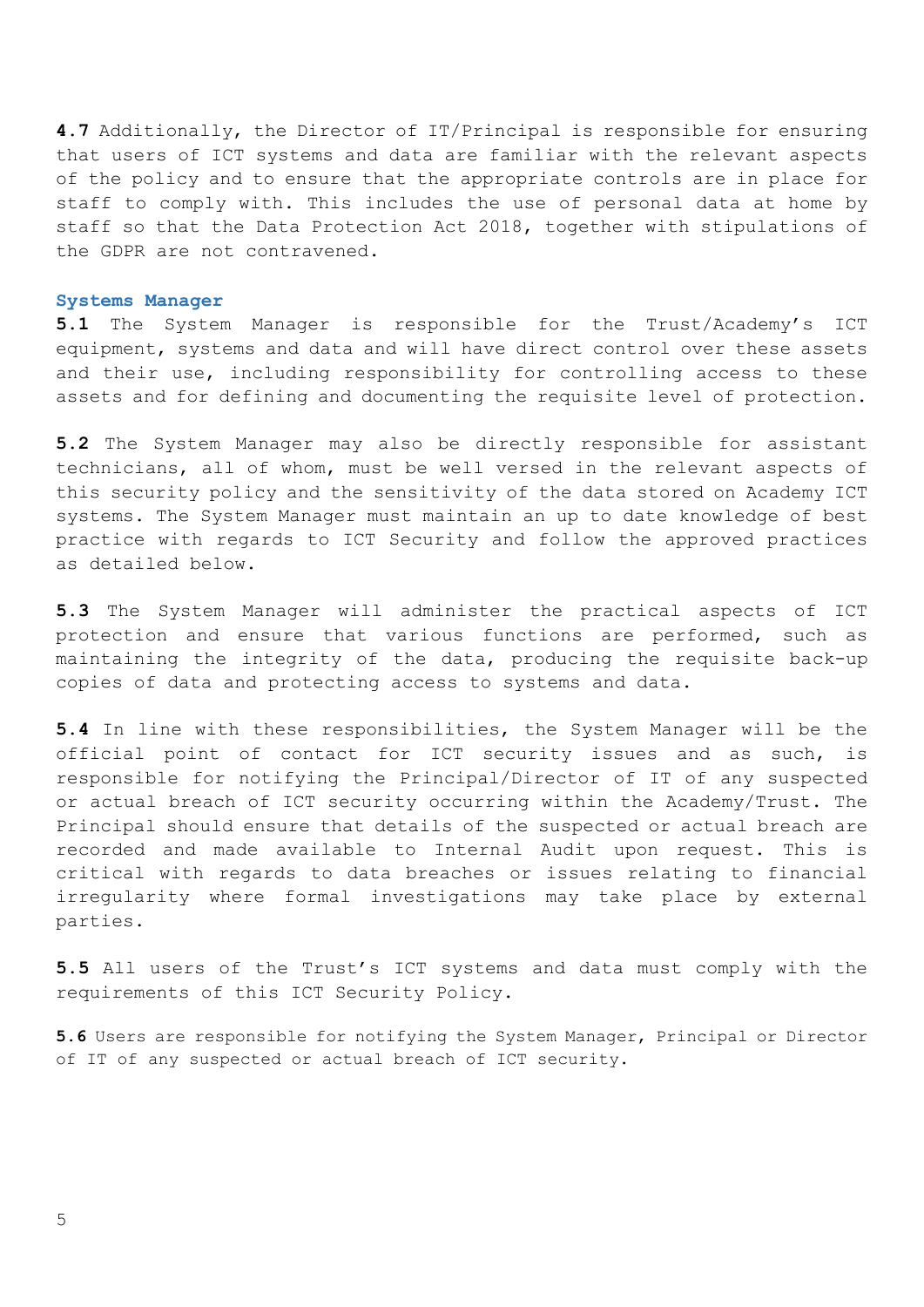**4.7** Additionally, the Director of IT/Principal is responsible for ensuring that users of ICT systems and data are familiar with the relevant aspects of the policy and to ensure that the appropriate controls are in place for staff to comply with. This includes the use of personal data at home by staff so that the Data Protection Act 2018, together with stipulations of the GDPR are not contravened.

### Systems Manager

**5.1** The System Manager is responsible for the Trust/Academy's ICT equipment, systems and data and will have direct control over these assets and their use, including responsibility for controlling access to these assets and for defining and documenting the requisite level of protection.

**5.2** The System Manager may also be directly responsible for assistant technicians, all of whom, must be well versed in the relevant aspects of this security policy and the sensitivity of the data stored on Academy ICT systems. The System Manager must maintain an up to date knowledge of best practice with regards to ICT Security and follow the approved practices as detailed below.

**5.3** The System Manager will administer the practical aspects of ICT protection and ensure that various functions are performed, such as maintaining the integrity of the data, producing the requisite back-up copies of data and protecting access to systems and data.

**5.4** In line with these responsibilities, the System Manager will be the official point of contact for ICT security issues and as such, is responsible for notifying the Principal/Director of IT of any suspected or actual breach of ICT security occurring within the Academy/Trust. The Principal should ensure that details of the suspected or actual breach are recorded and made available to Internal Audit upon request. This is critical with regards to data breaches or issues relating to financial irregularity where formal investigations may take place by external parties.

**5.5** All users of the Trust's ICT systems and data must comply with the requirements of this ICT Security Policy.

**5.6** Users are responsible for notifying the System Manager, Principal or Director of IT of any suspected or actual breach of ICT security.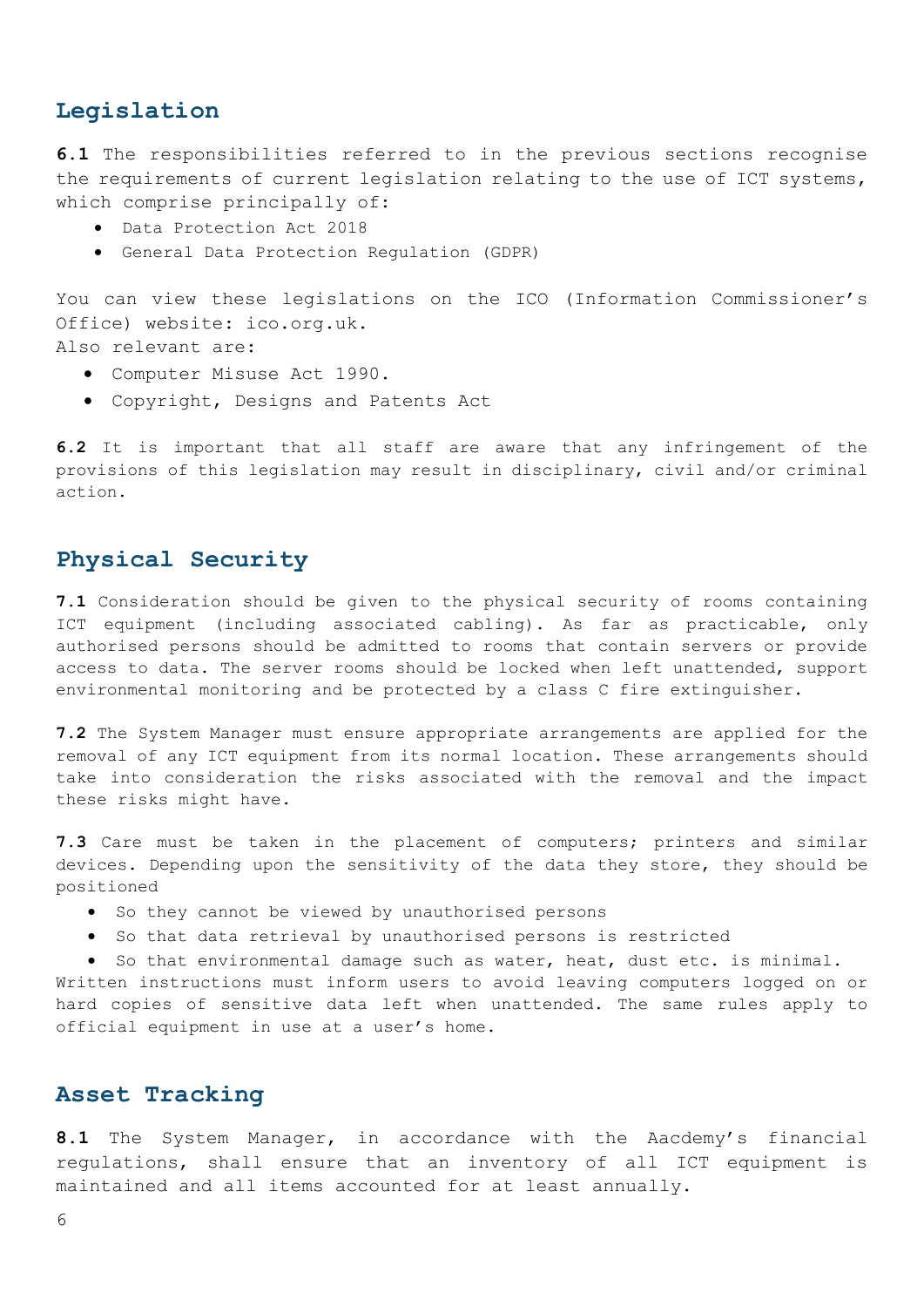## Legislation

**6.1** The responsibilities referred to in the previous sections recognise the requirements of current legislation relating to the use of ICT systems, which comprise principally of:

- Data Protection Act 2018
- General Data Protection Regulation (GDPR)

You can view these legislations on the ICO (Information Commissioner's Office) website: ico.org.uk.
Also relevant are:

- Computer Misuse Act 1990.
- Copyright, Designs and Patents Act

**6.2** It is important that all staff are aware that any infringement of the provisions of this legislation may result in disciplinary, civil and/or criminal action.

## Physical Security

**7.1** Consideration should be given to the physical security of rooms containing ICT equipment (including associated cabling). As far as practicable, only authorised persons should be admitted to rooms that contain servers or provide access to data. The server rooms should be locked when left unattended, support environmental monitoring and be protected by a class C fire extinguisher.

**7.2** The System Manager must ensure appropriate arrangements are applied for the removal of any ICT equipment from its normal location. These arrangements should take into consideration the risks associated with the removal and the impact these risks might have.

**7.3** Care must be taken in the placement of computers; printers and similar devices. Depending upon the sensitivity of the data they store, they should be positioned

- So they cannot be viewed by unauthorised persons
- So that data retrieval by unauthorised persons is restricted
- So that environmental damage such as water, heat, dust etc. is minimal.

Written instructions must inform users to avoid leaving computers logged on or hard copies of sensitive data left when unattended. The same rules apply to official equipment in use at a user's home.

## Asset Tracking

**8.1** The System Manager, in accordance with the Aacdemy's financial regulations, shall ensure that an inventory of all ICT equipment is maintained and all items accounted for at least annually.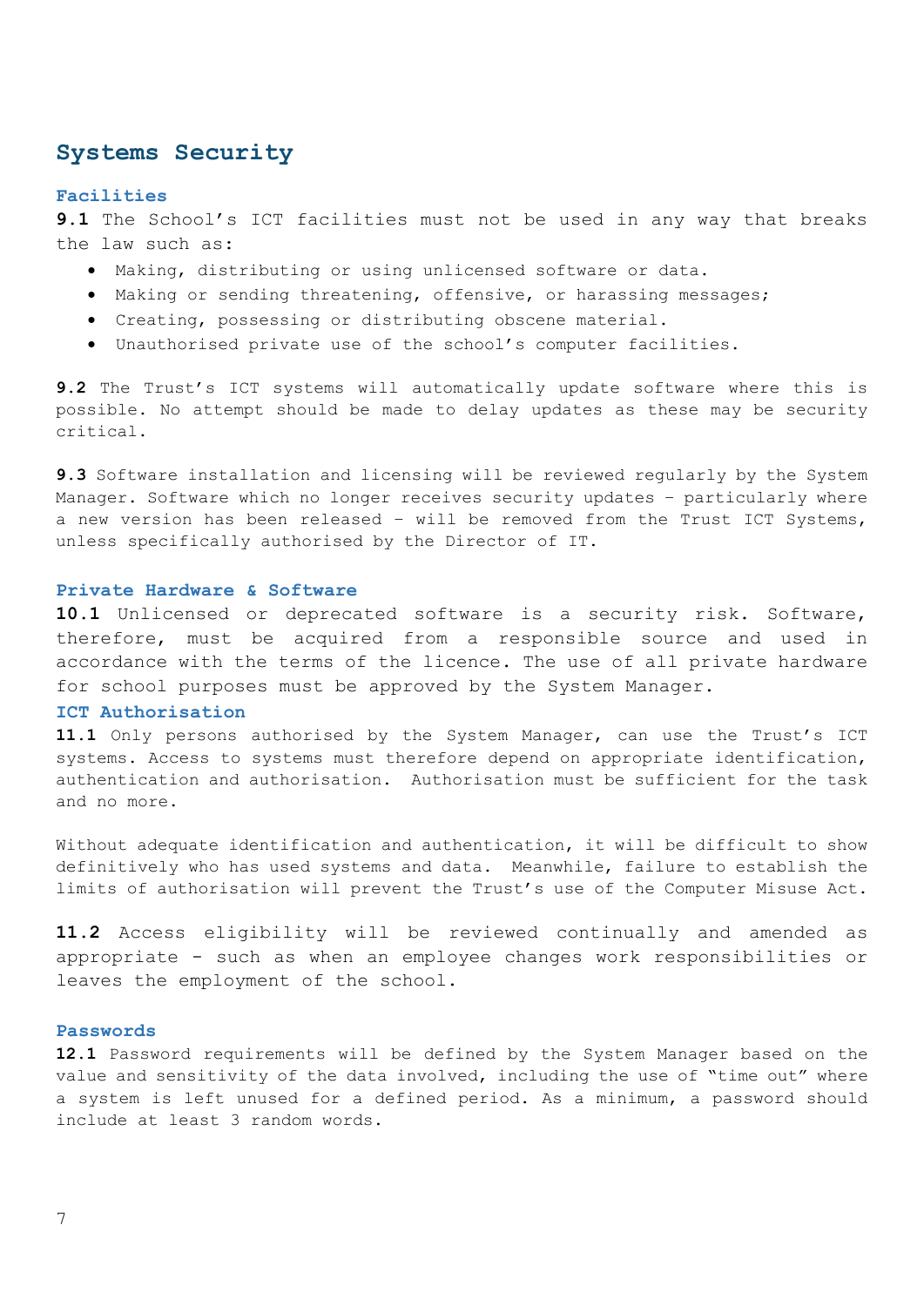## Systems Security

### Facilities

**9.1** The School's ICT facilities must not be used in any way that breaks the law such as:

- Making, distributing or using unlicensed software or data.
- Making or sending threatening, offensive, or harassing messages;
- Creating, possessing or distributing obscene material.
- Unauthorised private use of the school's computer facilities.

**9.2** The Trust's ICT systems will automatically update software where this is possible. No attempt should be made to delay updates as these may be security critical.

**9.3** Software installation and licensing will be reviewed regularly by the System Manager. Software which no longer receives security updates – particularly where a new version has been released – will be removed from the Trust ICT Systems, unless specifically authorised by the Director of IT.

### Private Hardware & Software

**10.1** Unlicensed or deprecated software is a security risk. Software, therefore, must be acquired from a responsible source and used in accordance with the terms of the licence. The use of all private hardware for school purposes must be approved by the System Manager.

### ICT Authorisation

**11.1** Only persons authorised by the System Manager, can use the Trust's ICT systems. Access to systems must therefore depend on appropriate identification, authentication and authorisation. Authorisation must be sufficient for the task and no more.

Without adequate identification and authentication, it will be difficult to show definitively who has used systems and data. Meanwhile, failure to establish the limits of authorisation will prevent the Trust's use of the Computer Misuse Act.

**11.2** Access eligibility will be reviewed continually and amended as appropriate - such as when an employee changes work responsibilities or leaves the employment of the school.

### Passwords

**12.1** Password requirements will be defined by the System Manager based on the value and sensitivity of the data involved, including the use of "time out" where a system is left unused for a defined period. As a minimum, a password should include at least 3 random words.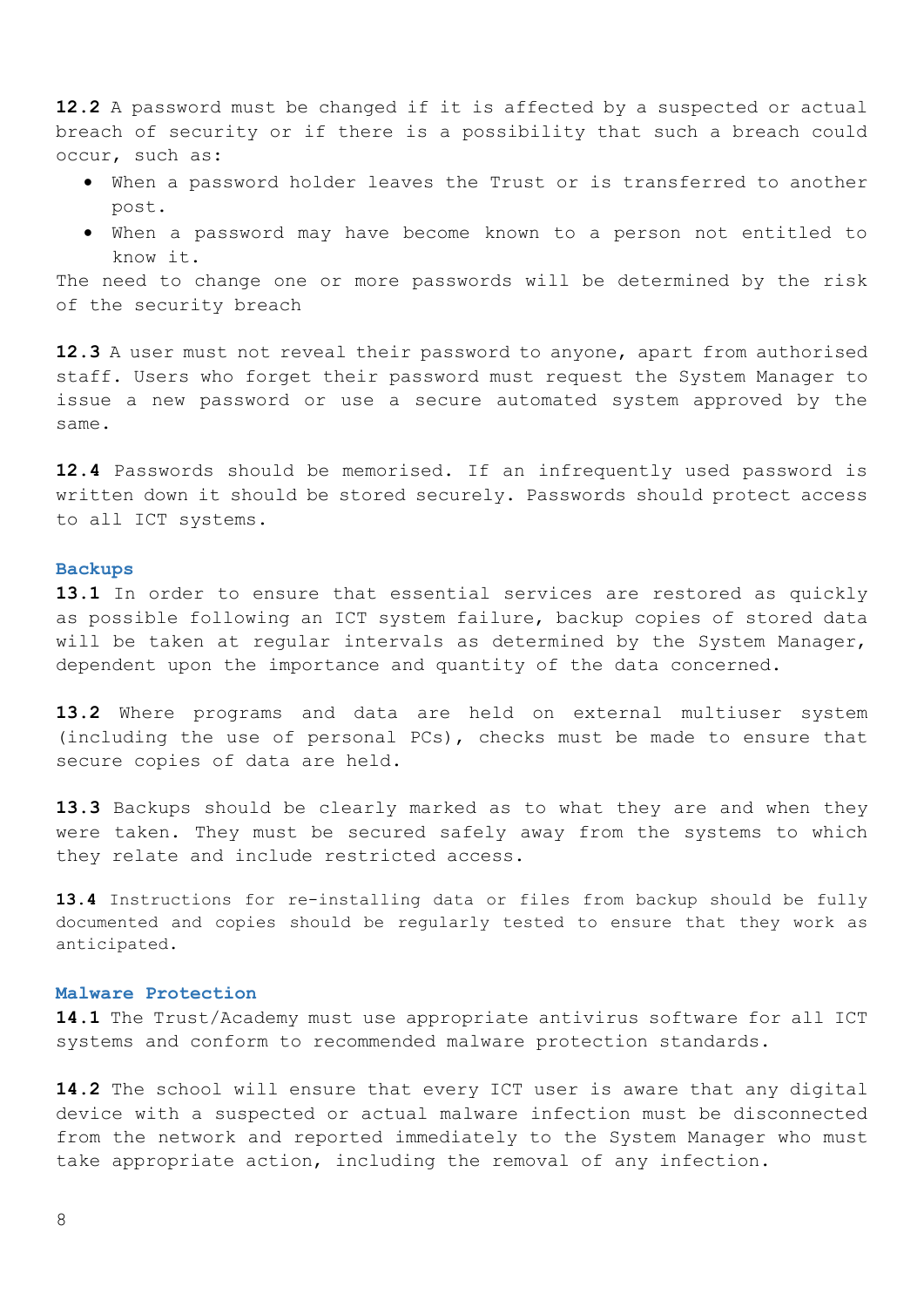**12.2** A password must be changed if it is affected by a suspected or actual breach of security or if there is a possibility that such a breach could occur, such as:

- When a password holder leaves the Trust or is transferred to another post.
- When a password may have become known to a person not entitled to know it.

The need to change one or more passwords will be determined by the risk of the security breach

**12.3** A user must not reveal their password to anyone, apart from authorised staff. Users who forget their password must request the System Manager to issue a new password or use a secure automated system approved by the same.

**12.4** Passwords should be memorised. If an infrequently used password is written down it should be stored securely. Passwords should protect access to all ICT systems.

### Backups

**13.1** In order to ensure that essential services are restored as quickly as possible following an ICT system failure, backup copies of stored data will be taken at regular intervals as determined by the System Manager, dependent upon the importance and quantity of the data concerned.

**13.2** Where programs and data are held on external multiuser system (including the use of personal PCs), checks must be made to ensure that secure copies of data are held.

**13.3** Backups should be clearly marked as to what they are and when they were taken. They must be secured safely away from the systems to which they relate and include restricted access.

**13.4** Instructions for re-installing data or files from backup should be fully documented and copies should be regularly tested to ensure that they work as anticipated.

### Malware Protection

**14.1** The Trust/Academy must use appropriate antivirus software for all ICT systems and conform to recommended malware protection standards.

**14.2** The school will ensure that every ICT user is aware that any digital device with a suspected or actual malware infection must be disconnected from the network and reported immediately to the System Manager who must take appropriate action, including the removal of any infection.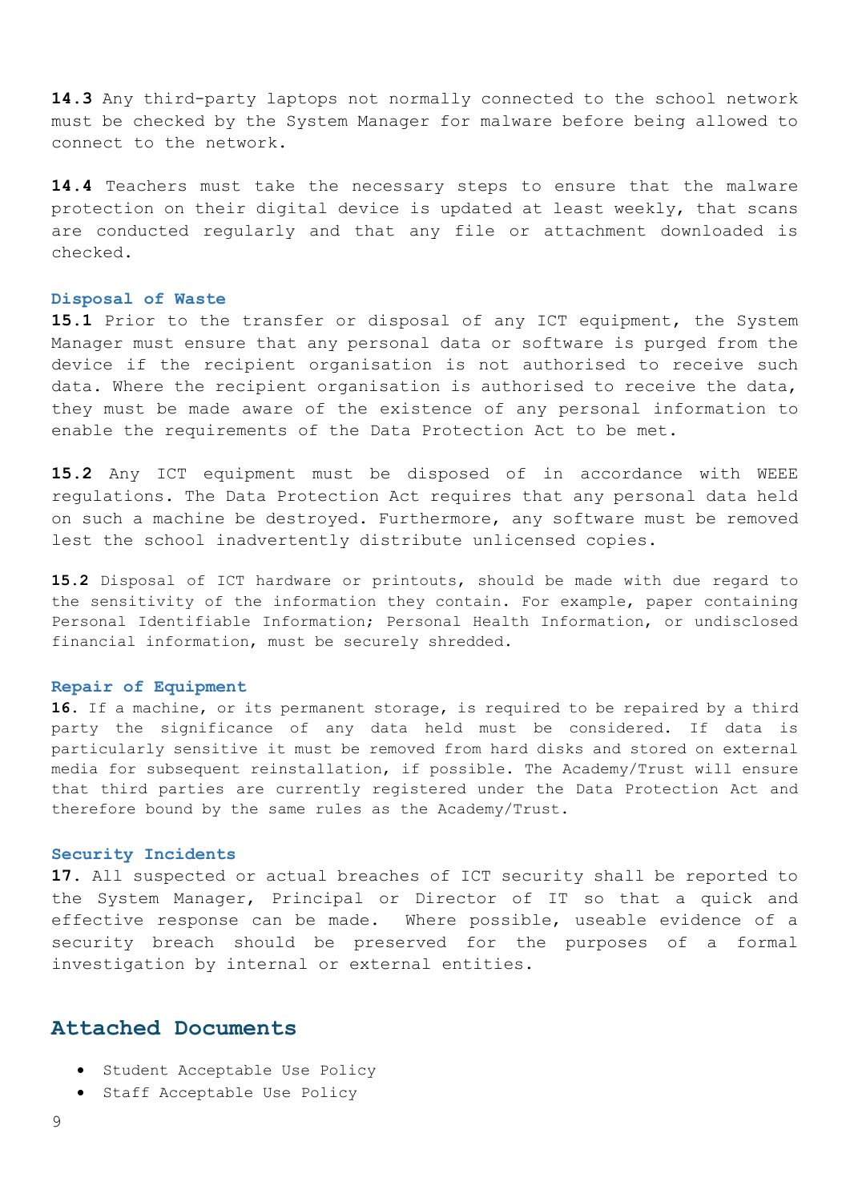**14.3** Any third-party laptops not normally connected to the school network must be checked by the System Manager for malware before being allowed to connect to the network.

**14.4** Teachers must take the necessary steps to ensure that the malware protection on their digital device is updated at least weekly, that scans are conducted regularly and that any file or attachment downloaded is checked.

### Disposal of Waste

**15.1** Prior to the transfer or disposal of any ICT equipment, the System Manager must ensure that any personal data or software is purged from the device if the recipient organisation is not authorised to receive such data. Where the recipient organisation is authorised to receive the data, they must be made aware of the existence of any personal information to enable the requirements of the Data Protection Act to be met.

**15.2** Any ICT equipment must be disposed of in accordance with WEEE regulations. The Data Protection Act requires that any personal data held on such a machine be destroyed. Furthermore, any software must be removed lest the school inadvertently distribute unlicensed copies.

**15.2** Disposal of ICT hardware or printouts, should be made with due regard to the sensitivity of the information they contain. For example, paper containing Personal Identifiable Information; Personal Health Information, or undisclosed financial information, must be securely shredded.

### Repair of Equipment

**16.** If a machine, or its permanent storage, is required to be repaired by a third party the significance of any data held must be considered. If data is particularly sensitive it must be removed from hard disks and stored on external media for subsequent reinstallation, if possible. The Academy/Trust will ensure that third parties are currently registered under the Data Protection Act and therefore bound by the same rules as the Academy/Trust.

### Security Incidents

**17.** All suspected or actual breaches of ICT security shall be reported to the System Manager, Principal or Director of IT so that a quick and effective response can be made. Where possible, useable evidence of a security breach should be preserved for the purposes of a formal investigation by internal or external entities.

## Attached Documents

- Student Acceptable Use Policy
- Staff Acceptable Use Policy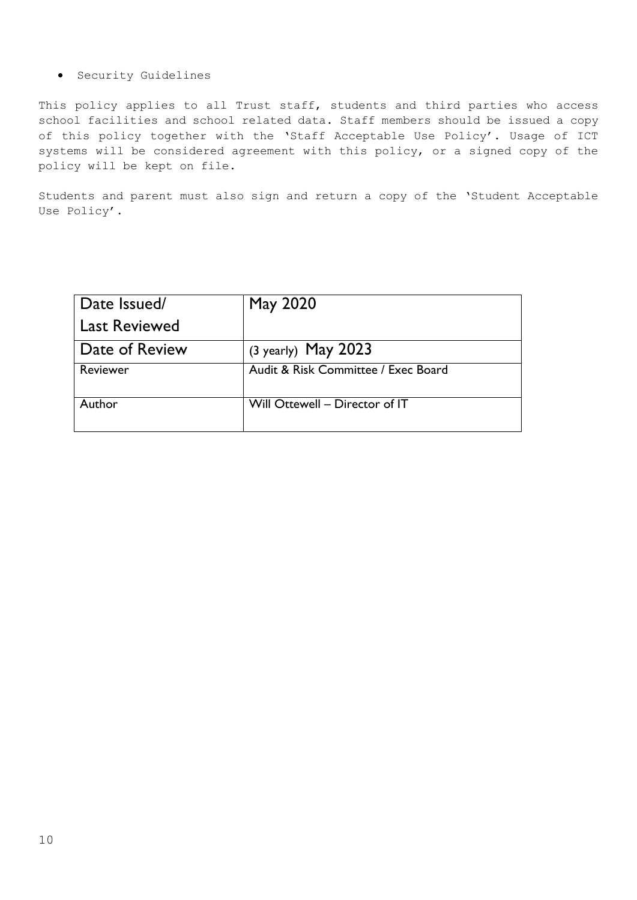- Security Guidelines

This policy applies to all Trust staff, students and third parties who access school facilities and school related data. Staff members should be issued a copy of this policy together with the 'Staff Acceptable Use Policy'. Usage of ICT systems will be considered agreement with this policy, or a signed copy of the policy will be kept on file.

Students and parent must also sign and return a copy of the 'Student Acceptable Use Policy'.

| Date Issued/ Last Reviewed | May 2020 |
|---|---|
| Date of Review | (3 yearly) May 2023 |
| Reviewer | Audit & Risk Committee / Exec Board |
| Author | Will Ottewell – Director of IT |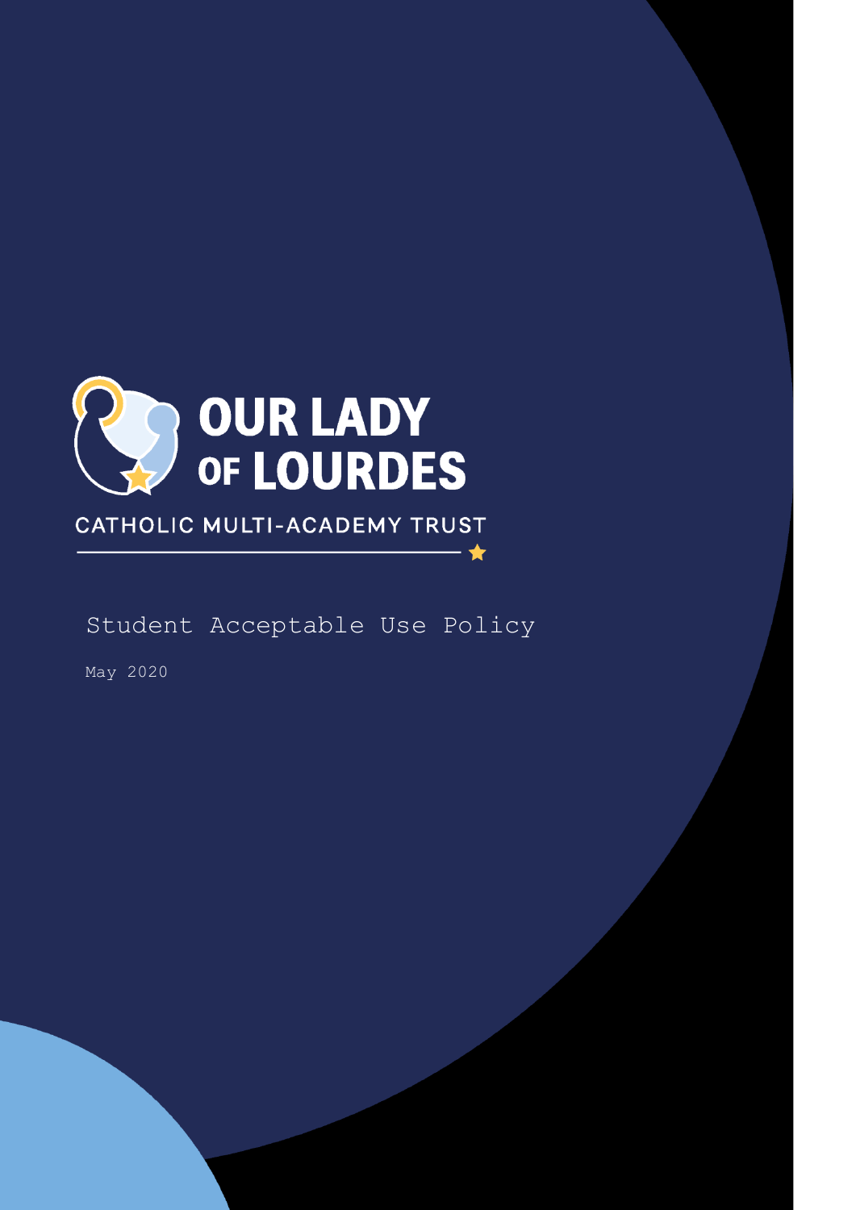OUR LADY OF LOURDES

CATHOLIC MULTI-ACADEMY TRUST

# Student Acceptable Use Policy

May 2020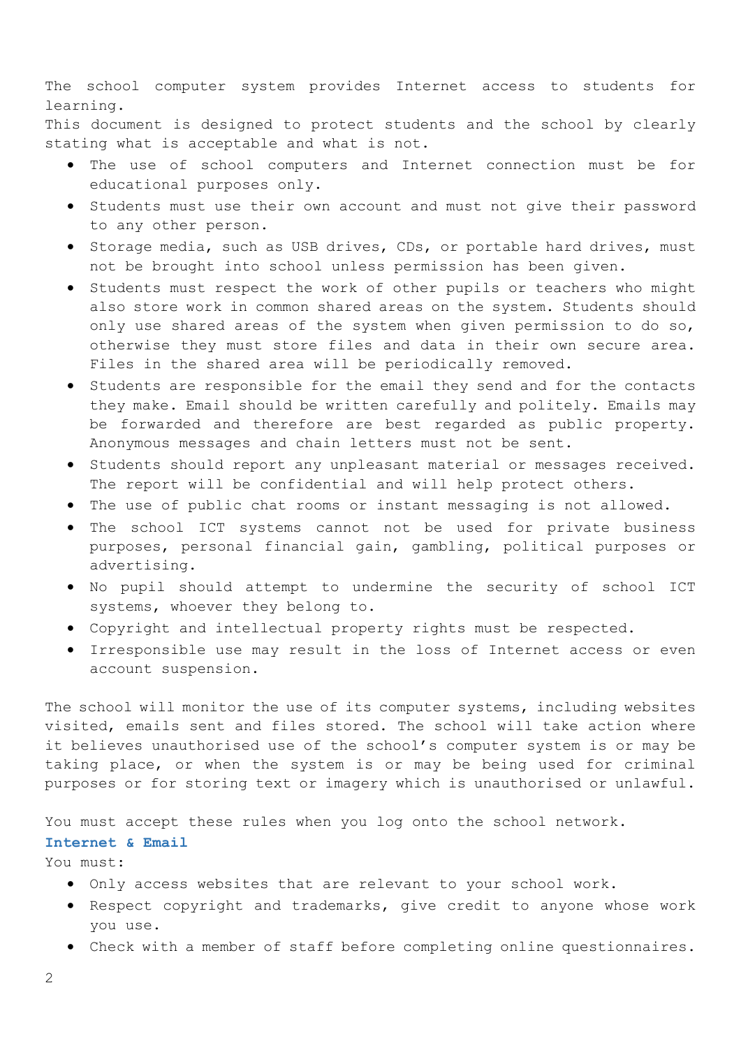The school computer system provides Internet access to students for learning.
This document is designed to protect students and the school by clearly stating what is acceptable and what is not.

- The use of school computers and Internet connection must be for educational purposes only.
- Students must use their own account and must not give their password to any other person.
- Storage media, such as USB drives, CDs, or portable hard drives, must not be brought into school unless permission has been given.
- Students must respect the work of other pupils or teachers who might also store work in common shared areas on the system. Students should only use shared areas of the system when given permission to do so, otherwise they must store files and data in their own secure area. Files in the shared area will be periodically removed.
- Students are responsible for the email they send and for the contacts they make. Email should be written carefully and politely. Emails may be forwarded and therefore are best regarded as public property. Anonymous messages and chain letters must not be sent.
- Students should report any unpleasant material or messages received. The report will be confidential and will help protect others.
- The use of public chat rooms or instant messaging is not allowed.
- The school ICT systems cannot not be used for private business purposes, personal financial gain, gambling, political purposes or advertising.
- No pupil should attempt to undermine the security of school ICT systems, whoever they belong to.
- Copyright and intellectual property rights must be respected.
- Irresponsible use may result in the loss of Internet access or even account suspension.

The school will monitor the use of its computer systems, including websites visited, emails sent and files stored. The school will take action where it believes unauthorised use of the school's computer system is or may be taking place, or when the system is or may be being used for criminal purposes or for storing text or imagery which is unauthorised or unlawful.

You must accept these rules when you log onto the school network.

### Internet & Email

You must:

- Only access websites that are relevant to your school work.
- Respect copyright and trademarks, give credit to anyone whose work you use.
- Check with a member of staff before completing online questionnaires.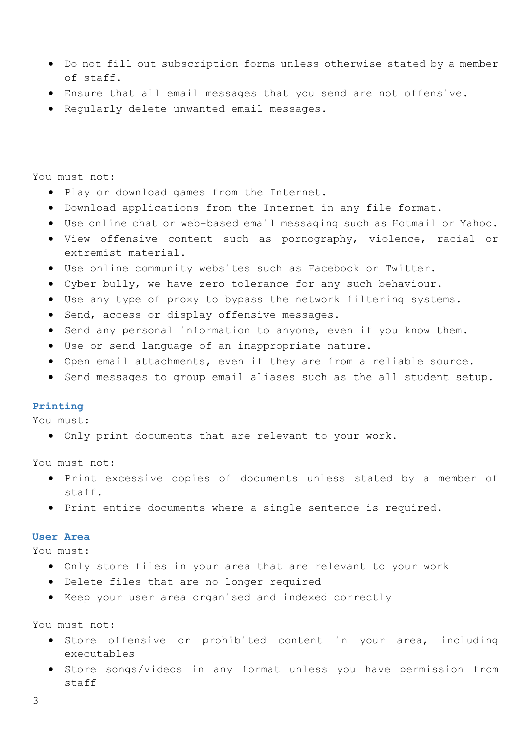- Do not fill out subscription forms unless otherwise stated by a member of staff.
- Ensure that all email messages that you send are not offensive.
- Regularly delete unwanted email messages.

You must not:

- Play or download games from the Internet.
- Download applications from the Internet in any file format.
- Use online chat or web-based email messaging such as Hotmail or Yahoo.
- View offensive content such as pornography, violence, racial or extremist material.
- Use online community websites such as Facebook or Twitter.
- Cyber bully, we have zero tolerance for any such behaviour.
- Use any type of proxy to bypass the network filtering systems.
- Send, access or display offensive messages.
- Send any personal information to anyone, even if you know them.
- Use or send language of an inappropriate nature.
- Open email attachments, even if they are from a reliable source.
- Send messages to group email aliases such as the all student setup.

### Printing

You must:

- Only print documents that are relevant to your work.

You must not:

- Print excessive copies of documents unless stated by a member of staff.
- Print entire documents where a single sentence is required.

### User Area

You must:

- Only store files in your area that are relevant to your work
- Delete files that are no longer required
- Keep your user area organised and indexed correctly

You must not:

- Store offensive or prohibited content in your area, including executables
- Store songs/videos in any format unless you have permission from staff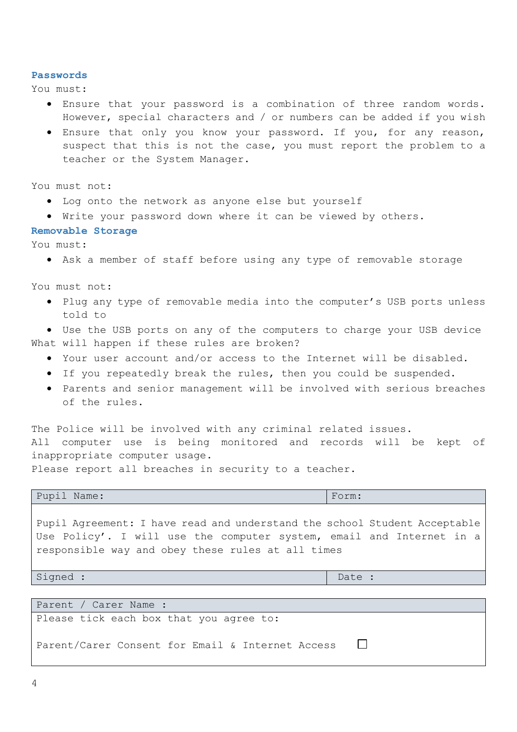### Passwords

You must:

- Ensure that your password is a combination of three random words. However, special characters and / or numbers can be added if you wish
- Ensure that only you know your password. If you, for any reason, suspect that this is not the case, you must report the problem to a teacher or the System Manager.

You must not:

- Log onto the network as anyone else but yourself
- Write your password down where it can be viewed by others.

### Removable Storage

You must:

- Ask a member of staff before using any type of removable storage

You must not:

- Plug any type of removable media into the computer's USB ports unless told to
- Use the USB ports on any of the computers to charge your USB device

What will happen if these rules are broken?

- Your user account and/or access to the Internet will be disabled.
- If you repeatedly break the rules, then you could be suspended.
- Parents and senior management will be involved with serious breaches of the rules.

The Police will be involved with any criminal related issues.
All computer use is being monitored and records will be kept of inappropriate computer usage.
Please report all breaches in security to a teacher.

| Pupil Name: | Form: |
|---|---|
| Pupil Agreement: I have read and understand the school Student Acceptable Use Policy'. I will use the computer system, email and Internet in a responsible way and obey these rules at all times | |
| Signed : | Date : |

| Parent / Carer Name : | |
|---|---|
| Please tick each box that you agree to: | |
| Parent/Carer Consent for Email & Internet Access | ☐ |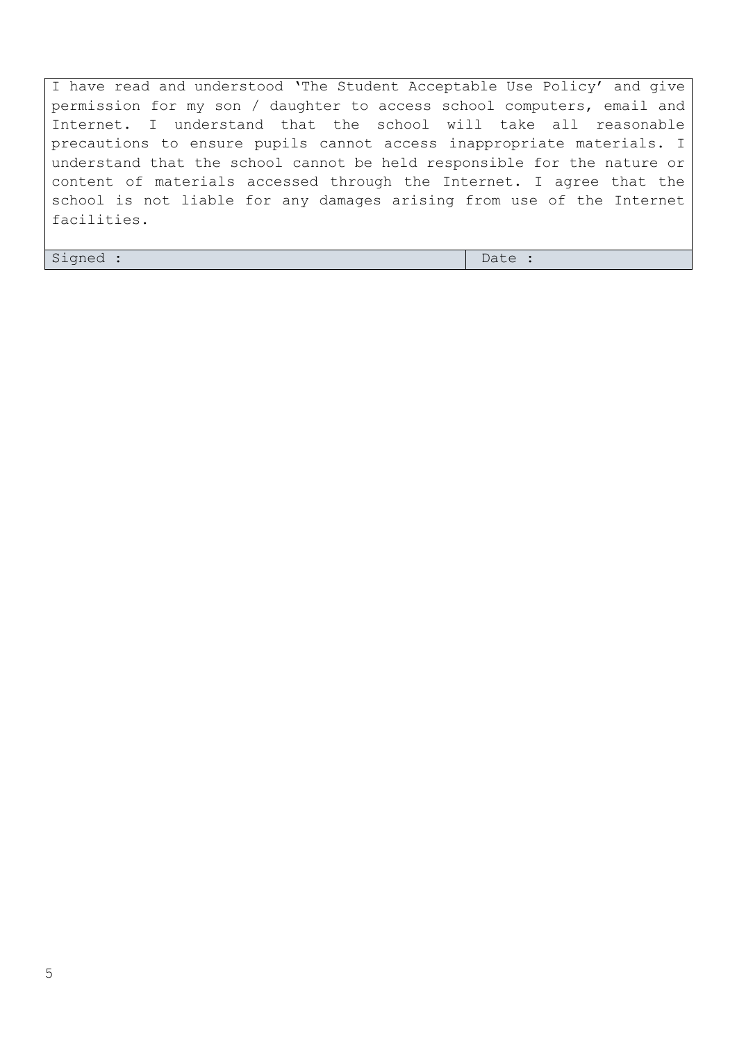| I have read and understood 'The Student Acceptable Use Policy' and give permission for my son / daughter to access school computers, email and Internet. I understand that the school will take all reasonable precautions to ensure pupils cannot access inappropriate materials. I understand that the school cannot be held responsible for the nature or content of materials accessed through the Internet. I agree that the school is not liable for any damages arising from use of the Internet facilities. | |
|---|---|
| Signed : | Date : |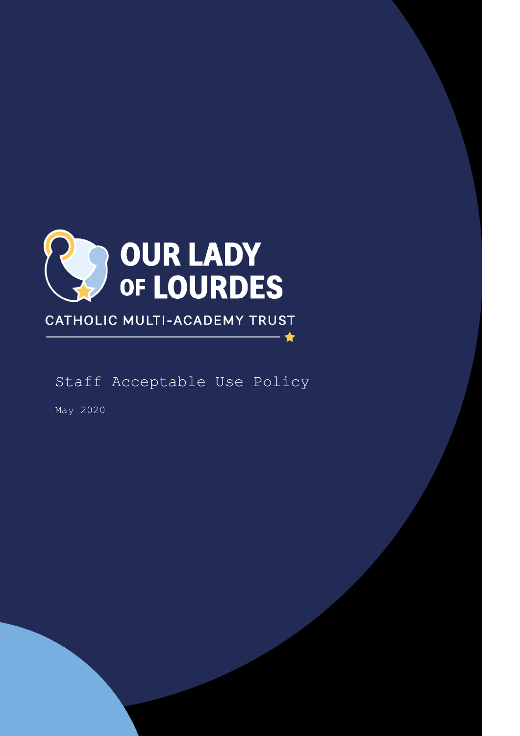OUR LADY OF LOURDES

CATHOLIC MULTI-ACADEMY TRUST

# Staff Acceptable Use Policy

May 2020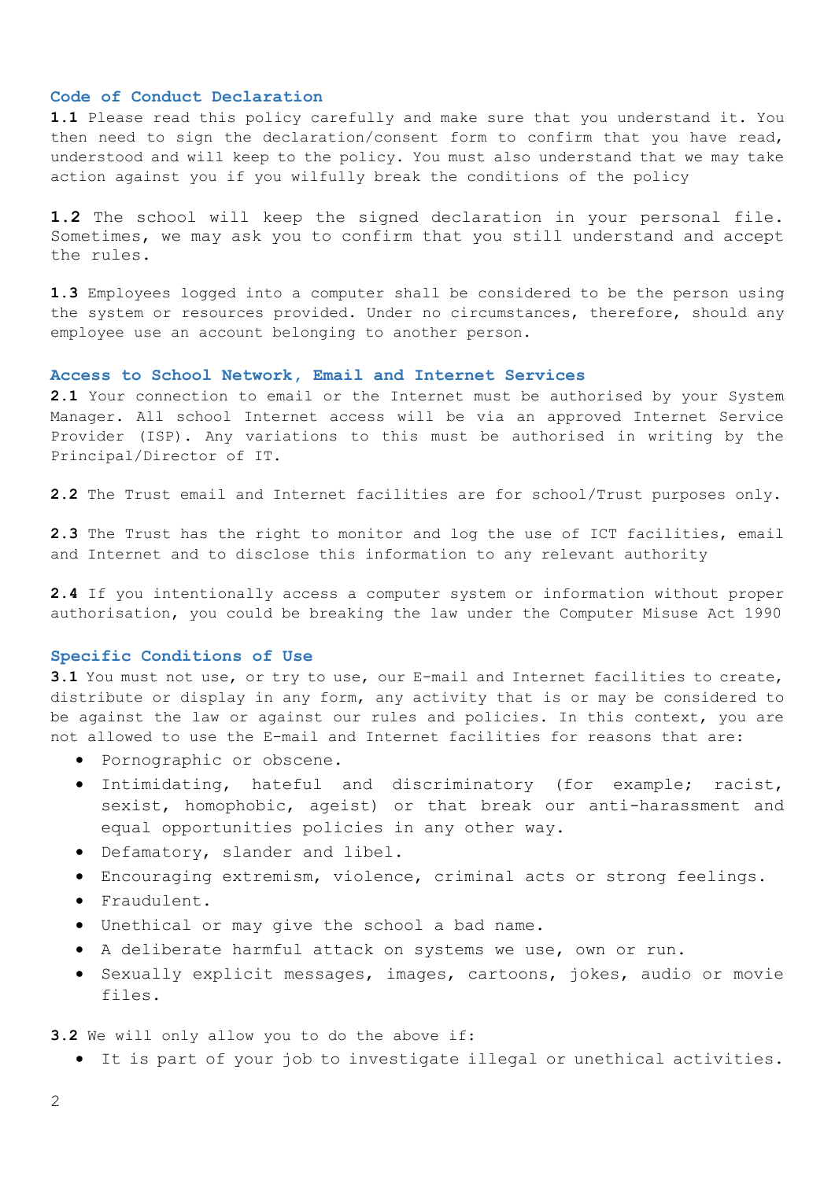### Code of Conduct Declaration

**1.1** Please read this policy carefully and make sure that you understand it. You then need to sign the declaration/consent form to confirm that you have read, understood and will keep to the policy. You must also understand that we may take action against you if you wilfully break the conditions of the policy

**1.2** The school will keep the signed declaration in your personal file. Sometimes, we may ask you to confirm that you still understand and accept the rules.

**1.3** Employees logged into a computer shall be considered to be the person using the system or resources provided. Under no circumstances, therefore, should any employee use an account belonging to another person.

### Access to School Network, Email and Internet Services

**2.1** Your connection to email or the Internet must be authorised by your System Manager. All school Internet access will be via an approved Internet Service Provider (ISP). Any variations to this must be authorised in writing by the Principal/Director of IT.

**2.2** The Trust email and Internet facilities are for school/Trust purposes only.

**2.3** The Trust has the right to monitor and log the use of ICT facilities, email and Internet and to disclose this information to any relevant authority

**2.4** If you intentionally access a computer system or information without proper authorisation, you could be breaking the law under the Computer Misuse Act 1990

### Specific Conditions of Use

**3.1** You must not use, or try to use, our E-mail and Internet facilities to create, distribute or display in any form, any activity that is or may be considered to be against the law or against our rules and policies. In this context, you are not allowed to use the E-mail and Internet facilities for reasons that are:

- Pornographic or obscene.
- Intimidating, hateful and discriminatory (for example; racist, sexist, homophobic, ageist) or that break our anti-harassment and equal opportunities policies in any other way.
- Defamatory, slander and libel.
- Encouraging extremism, violence, criminal acts or strong feelings.
- Fraudulent.
- Unethical or may give the school a bad name.
- A deliberate harmful attack on systems we use, own or run.
- Sexually explicit messages, images, cartoons, jokes, audio or movie files.

**3.2** We will only allow you to do the above if:

- It is part of your job to investigate illegal or unethical activities.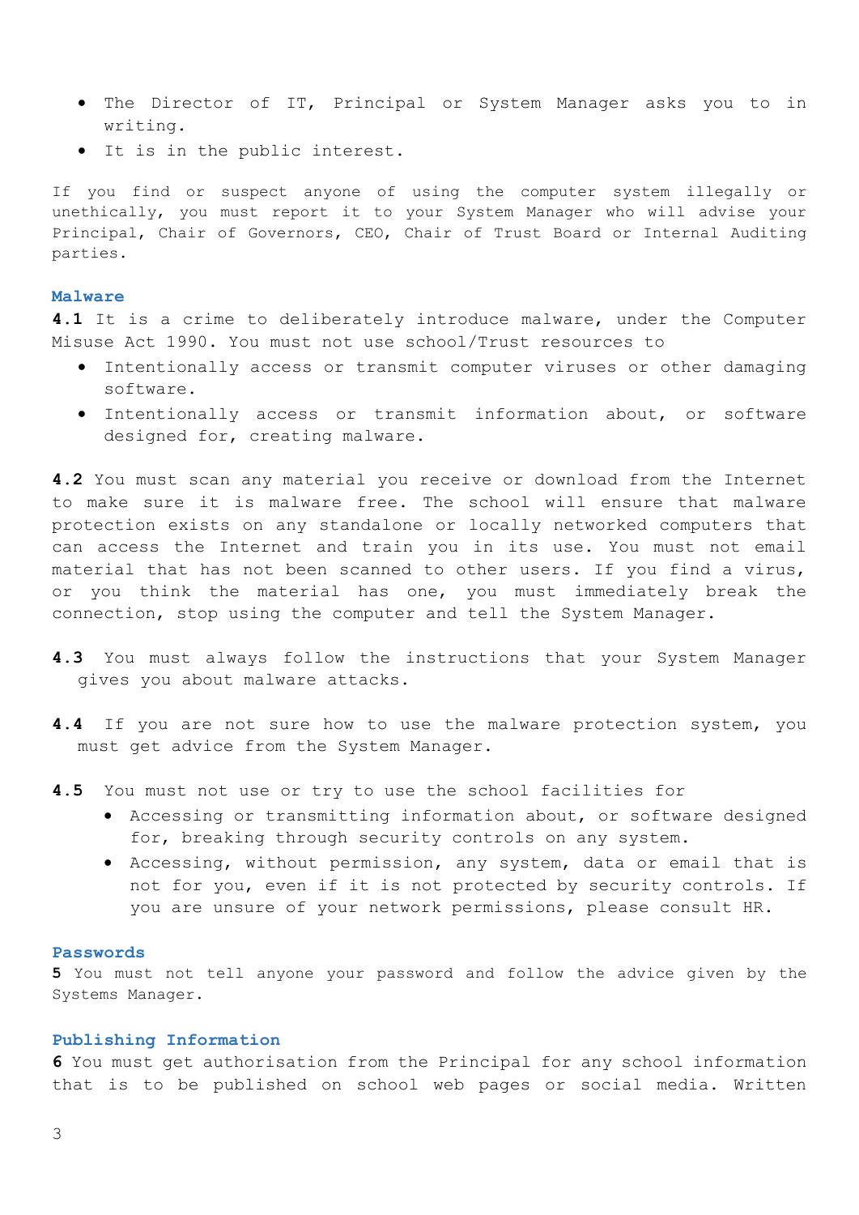- The Director of IT, Principal or System Manager asks you to in writing.
- It is in the public interest.

If you find or suspect anyone of using the computer system illegally or unethically, you must report it to your System Manager who will advise your Principal, Chair of Governors, CEO, Chair of Trust Board or Internal Auditing parties.

### Malware

**4.1** It is a crime to deliberately introduce malware, under the Computer Misuse Act 1990. You must not use school/Trust resources to

- Intentionally access or transmit computer viruses or other damaging software.
- Intentionally access or transmit information about, or software designed for, creating malware.

**4.2** You must scan any material you receive or download from the Internet to make sure it is malware free. The school will ensure that malware protection exists on any standalone or locally networked computers that can access the Internet and train you in its use. You must not email material that has not been scanned to other users. If you find a virus, or you think the material has one, you must immediately break the connection, stop using the computer and tell the System Manager.

**4.3** You must always follow the instructions that your System Manager gives you about malware attacks.

**4.4** If you are not sure how to use the malware protection system, you must get advice from the System Manager.

**4.5** You must not use or try to use the school facilities for

- Accessing or transmitting information about, or software designed for, breaking through security controls on any system.
- Accessing, without permission, any system, data or email that is not for you, even if it is not protected by security controls. If you are unsure of your network permissions, please consult HR.

### Passwords

**5** You must not tell anyone your password and follow the advice given by the Systems Manager.

### Publishing Information

**6** You must get authorisation from the Principal for any school information that is to be published on school web pages or social media. Written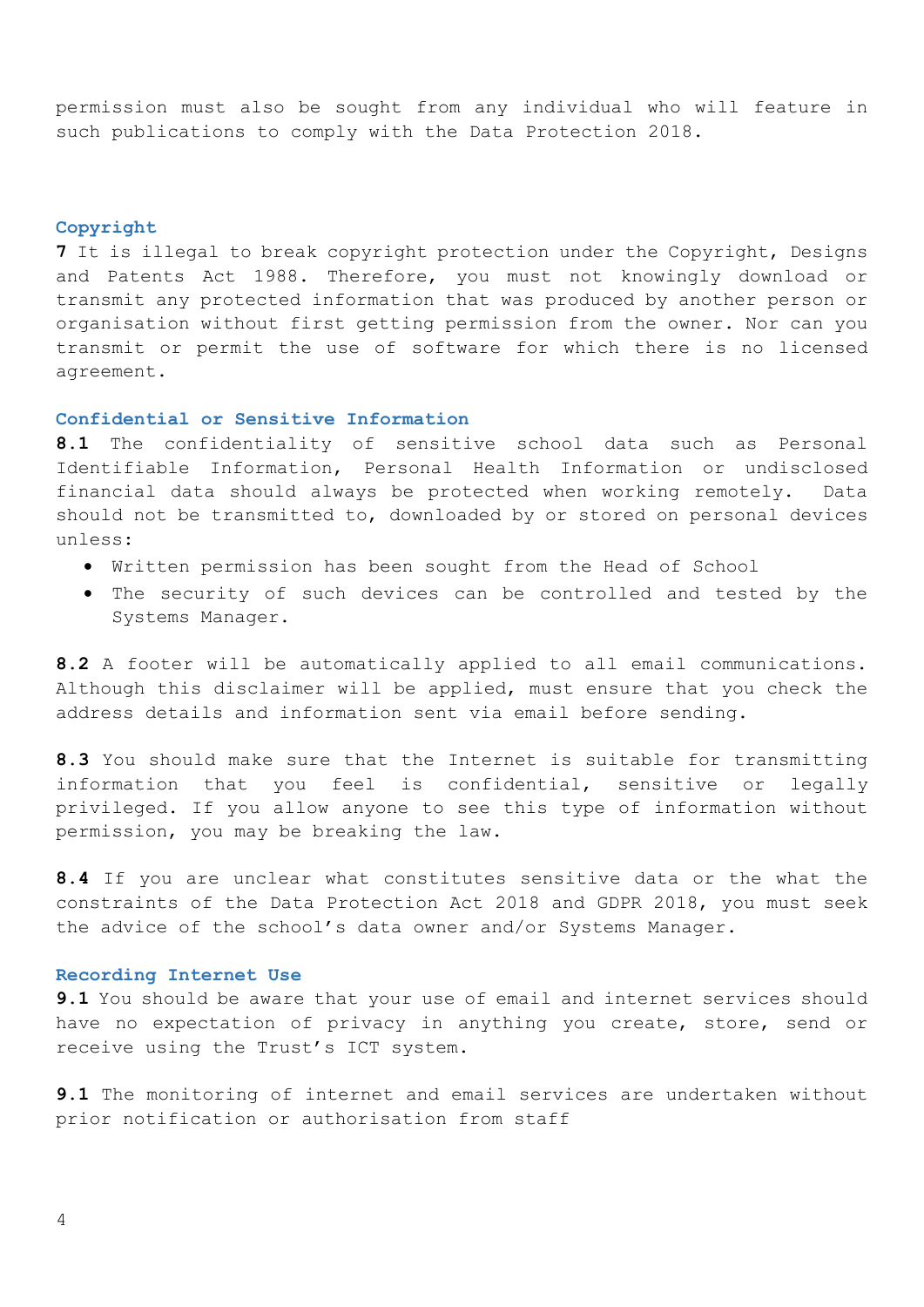permission must also be sought from any individual who will feature in such publications to comply with the Data Protection 2018.

## Copyright

**7** It is illegal to break copyright protection under the Copyright, Designs and Patents Act 1988. Therefore, you must not knowingly download or transmit any protected information that was produced by another person or organisation without first getting permission from the owner. Nor can you transmit or permit the use of software for which there is no licensed agreement.

## Confidential or Sensitive Information

**8.1** The confidentiality of sensitive school data such as Personal Identifiable Information, Personal Health Information or undisclosed financial data should always be protected when working remotely. Data should not be transmitted to, downloaded by or stored on personal devices unless:

- Written permission has been sought from the Head of School
- The security of such devices can be controlled and tested by the Systems Manager.

**8.2** A footer will be automatically applied to all email communications. Although this disclaimer will be applied, must ensure that you check the address details and information sent via email before sending.

**8.3** You should make sure that the Internet is suitable for transmitting information that you feel is confidential, sensitive or legally privileged. If you allow anyone to see this type of information without permission, you may be breaking the law.

**8.4** If you are unclear what constitutes sensitive data or the what the constraints of the Data Protection Act 2018 and GDPR 2018, you must seek the advice of the school's data owner and/or Systems Manager.

## Recording Internet Use

**9.1** You should be aware that your use of email and internet services should have no expectation of privacy in anything you create, store, send or receive using the Trust's ICT system.

**9.1** The monitoring of internet and email services are undertaken without prior notification or authorisation from staff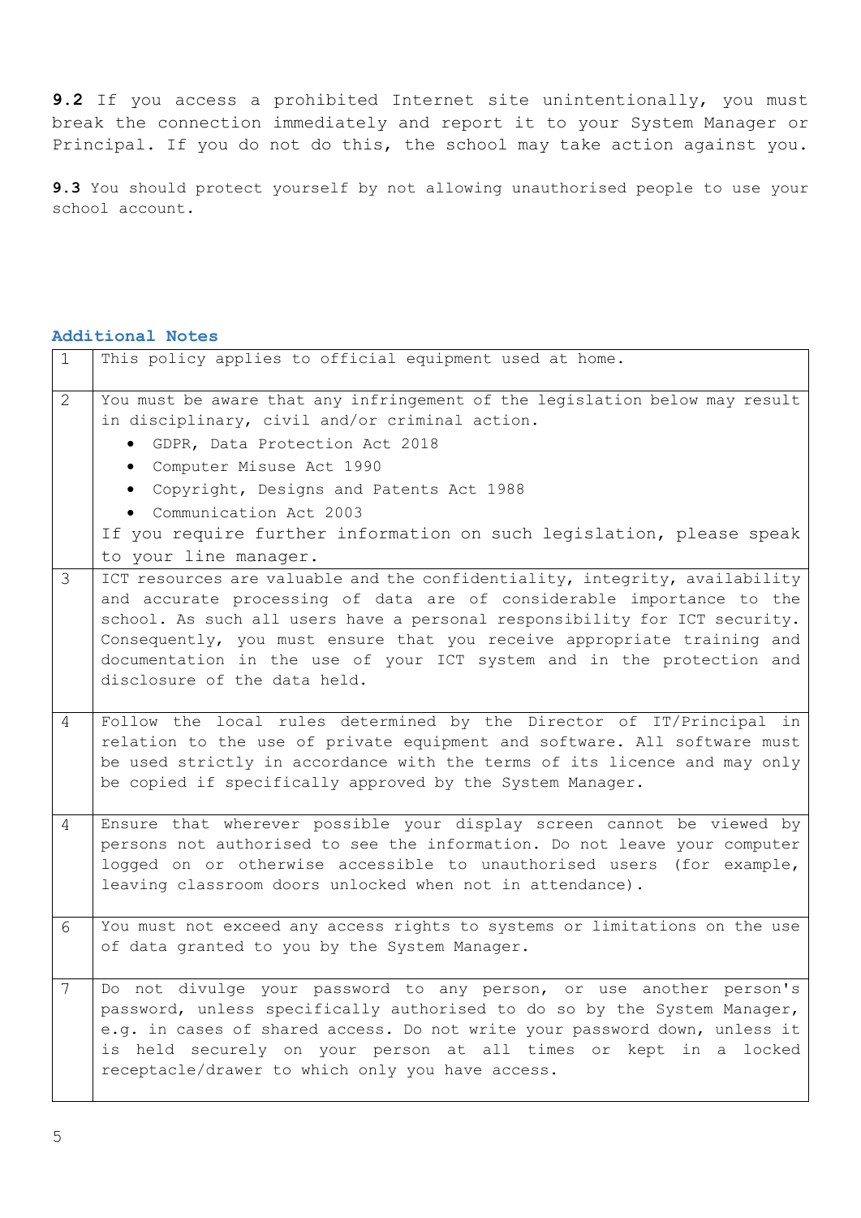**9.2** If you access a prohibited Internet site unintentionally, you must break the connection immediately and report it to your System Manager or Principal. If you do not do this, the school may take action against you.

**9.3** You should protect yourself by not allowing unauthorised people to use your school account.

### Additional Notes

| | |
|---|---|
| 1 | This policy applies to official equipment used at home. |
| 2 | You must be aware that any infringement of the legislation below may result in disciplinary, civil and/or criminal action.<br>• GDPR, Data Protection Act 2018<br>• Computer Misuse Act 1990<br>• Copyright, Designs and Patents Act 1988<br>• Communication Act 2003<br>If you require further information on such legislation, please speak to your line manager. |
| 3 | ICT resources are valuable and the confidentiality, integrity, availability and accurate processing of data are of considerable importance to the school. As such all users have a personal responsibility for ICT security. Consequently, you must ensure that you receive appropriate training and documentation in the use of your ICT system and in the protection and disclosure of the data held. |
| 4 | Follow the local rules determined by the Director of IT/Principal in relation to the use of private equipment and software. All software must be used strictly in accordance with the terms of its licence and may only be copied if specifically approved by the System Manager. |
| 4 | Ensure that wherever possible your display screen cannot be viewed by persons not authorised to see the information. Do not leave your computer logged on or otherwise accessible to unauthorised users (for example, leaving classroom doors unlocked when not in attendance). |
| 6 | You must not exceed any access rights to systems or limitations on the use of data granted to you by the System Manager. |
| 7 | Do not divulge your password to any person, or use another person's password, unless specifically authorised to do so by the System Manager, e.g. in cases of shared access. Do not write your password down, unless it is held securely on your person at all times or kept in a locked receptacle/drawer to which only you have access. |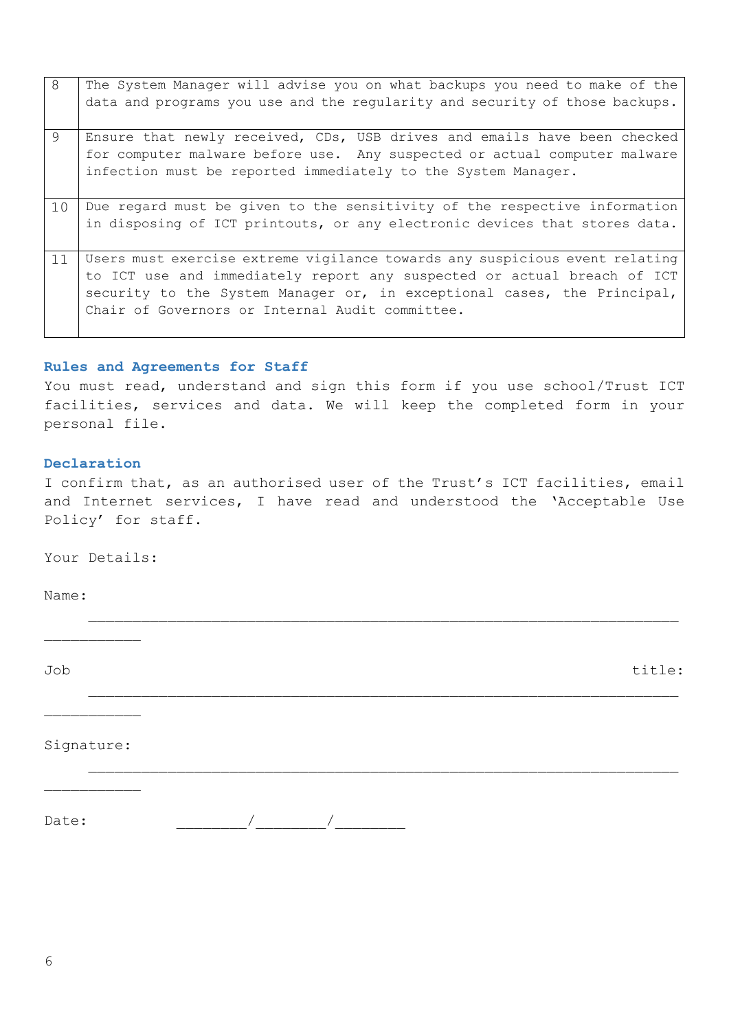| | |
|---|---|
| 8 | The System Manager will advise you on what backups you need to make of the data and programs you use and the regularity and security of those backups. |
| 9 | Ensure that newly received, CDs, USB drives and emails have been checked for computer malware before use. Any suspected or actual computer malware infection must be reported immediately to the System Manager. |
| 10 | Due regard must be given to the sensitivity of the respective information in disposing of ICT printouts, or any electronic devices that stores data. |
| 11 | Users must exercise extreme vigilance towards any suspicious event relating to ICT use and immediately report any suspected or actual breach of ICT security to the System Manager or, in exceptional cases, the Principal, Chair of Governors or Internal Audit committee. |

### Rules and Agreements for Staff

You must read, understand and sign this form if you use school/Trust ICT facilities, services and data. We will keep the completed form in your personal file.

### Declaration

I confirm that, as an authorised user of the Trust's ICT facilities, email and Internet services, I have read and understood the 'Acceptable Use Policy' for staff.

Your Details:

Name: ___________________________________________________________________________

Job title: ___________________________________________________________________________

Signature: ___________________________________________________________________________

Date: ________/________/________